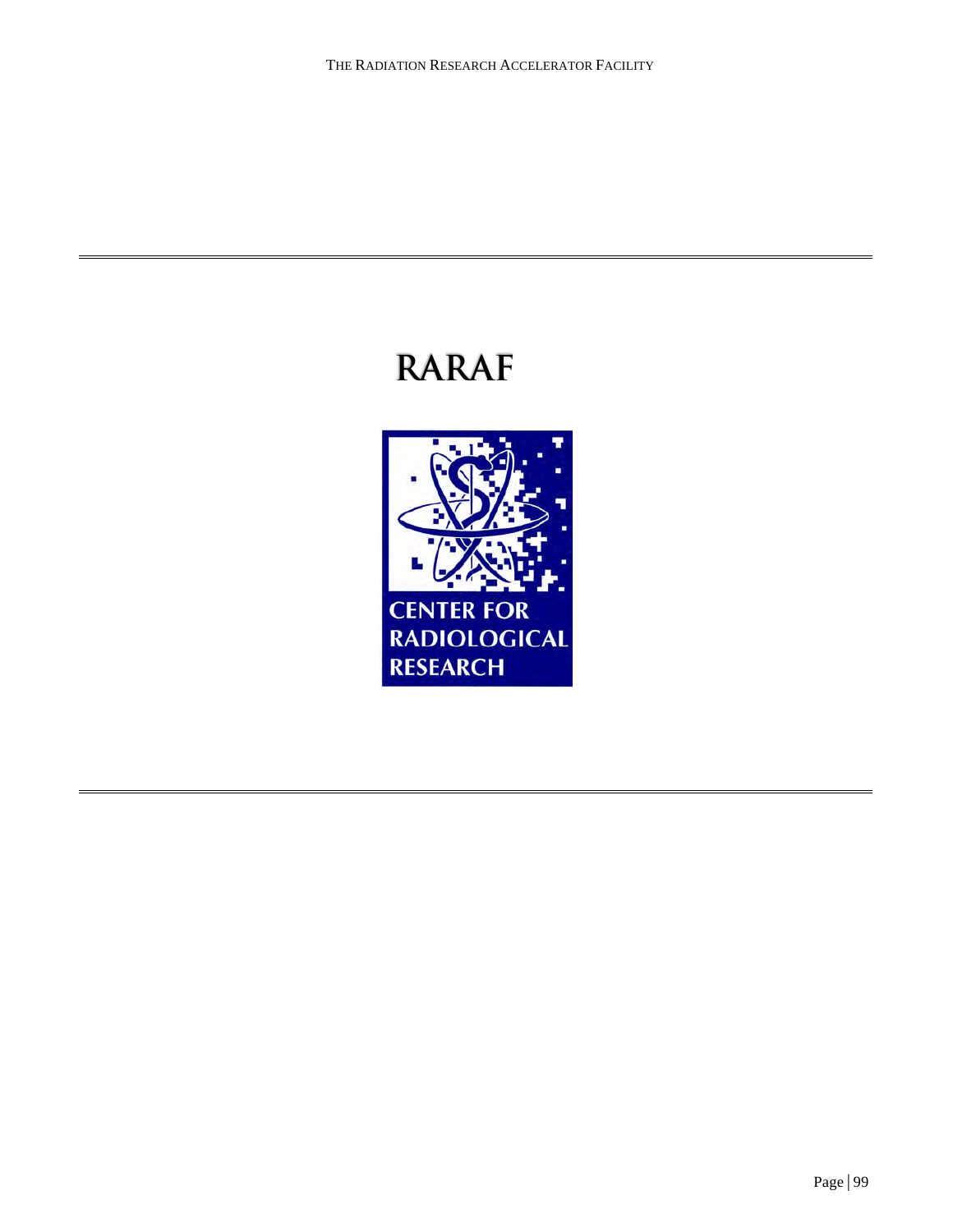# RARAF

CENTER FOR RADIOLOGICAL RESEARCH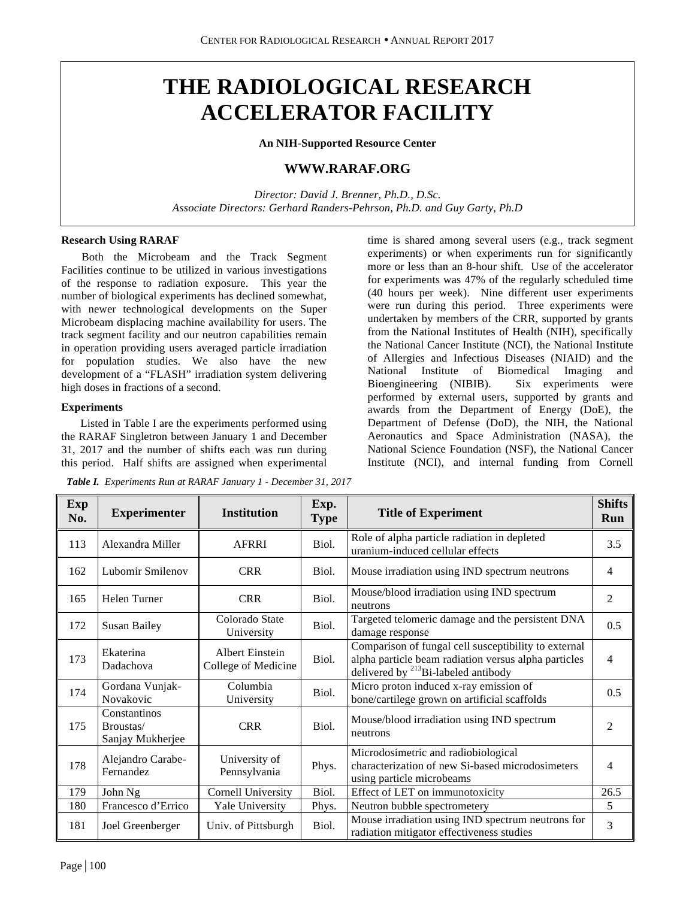# THE RADIOLOGICAL RESEARCH ACCELERATOR FACILITY

**An NIH-Supported Resource Center**

**WWW.RARAF.ORG**

*Director: David J. Brenner, Ph.D., D.Sc.*
*Associate Directors: Gerhard Randers-Pehrson, Ph.D. and Guy Garty, Ph.D*

### Research Using RARAF

Both the Microbeam and the Track Segment Facilities continue to be utilized in various investigations of the response to radiation exposure. This year the number of biological experiments has declined somewhat, with newer technological developments on the Super Microbeam displacing machine availability for users. The track segment facility and our neutron capabilities remain in operation providing users averaged particle irradiation for population studies. We also have the new development of a "FLASH" irradiation system delivering high doses in fractions of a second.

### Experiments

Listed in Table I are the experiments performed using the RARAF Singletron between January 1 and December 31, 2017 and the number of shifts each was run during this period. Half shifts are assigned when experimental time is shared among several users (e.g., track segment experiments) or when experiments run for significantly more or less than an 8-hour shift. Use of the accelerator for experiments was 47% of the regularly scheduled time (40 hours per week). Nine different user experiments were run during this period. Three experiments were undertaken by members of the CRR, supported by grants from the National Institutes of Health (NIH), specifically the National Cancer Institute (NCI), the National Institute of Allergies and Infectious Diseases (NIAID) and the National Institute of Biomedical Imaging and Bioengineering (NIBIB). Six experiments were performed by external users, supported by grants and awards from the Department of Energy (DoE), the Department of Defense (DoD), the NIH, the National Aeronautics and Space Administration (NASA), the National Science Foundation (NSF), the National Cancer Institute (NCI), and internal funding from Cornell

***Table I.** Experiments Run at RARAF January 1 - December 31, 2017*

| Exp No. | Experimenter | Institution | Exp. Type | Title of Experiment | Shifts Run |
|---|---|---|---|---|---|
| 113 | Alexandra Miller | AFRRI | Biol. | Role of alpha particle radiation in depleted uranium-induced cellular effects | 3.5 |
| 162 | Lubomir Smilenov | CRR | Biol. | Mouse irradiation using IND spectrum neutrons | 4 |
| 165 | Helen Turner | CRR | Biol. | Mouse/blood irradiation using IND spectrum neutrons | 2 |
| 172 | Susan Bailey | Colorado State University | Biol. | Targeted telomeric damage and the persistent DNA damage response | 0.5 |
| 173 | Ekaterina Dadachova | Albert Einstein College of Medicine | Biol. | Comparison of fungal cell susceptibility to external alpha particle beam radiation versus alpha particles delivered by $^{213}$Bi-labeled antibody | 4 |
| 174 | Gordana Vunjak-Novakovic | Columbia University | Biol. | Micro proton induced x-ray emission of bone/cartilege grown on artificial scaffolds | 0.5 |
| 175 | Constantinos Broustas/ Sanjay Mukherjee | CRR | Biol. | Mouse/blood irradiation using IND spectrum neutrons | 2 |
| 178 | Alejandro Carabe-Fernandez | University of Pennsylvania | Phys. | Microdosimetric and radiobiological characterization of new Si-based microdosimeters using particle microbeams | 4 |
| 179 | John Ng | Cornell University | Biol. | Effect of LET on immunotoxicity | 26.5 |
| 180 | Francesco d'Errico | Yale University | Phys. | Neutron bubble spectrometery | 5 |
| 181 | Joel Greenberger | Univ. of Pittsburgh | Biol. | Mouse irradiation using IND spectrum neutrons for radiation mitigator effectiveness studies | 3 |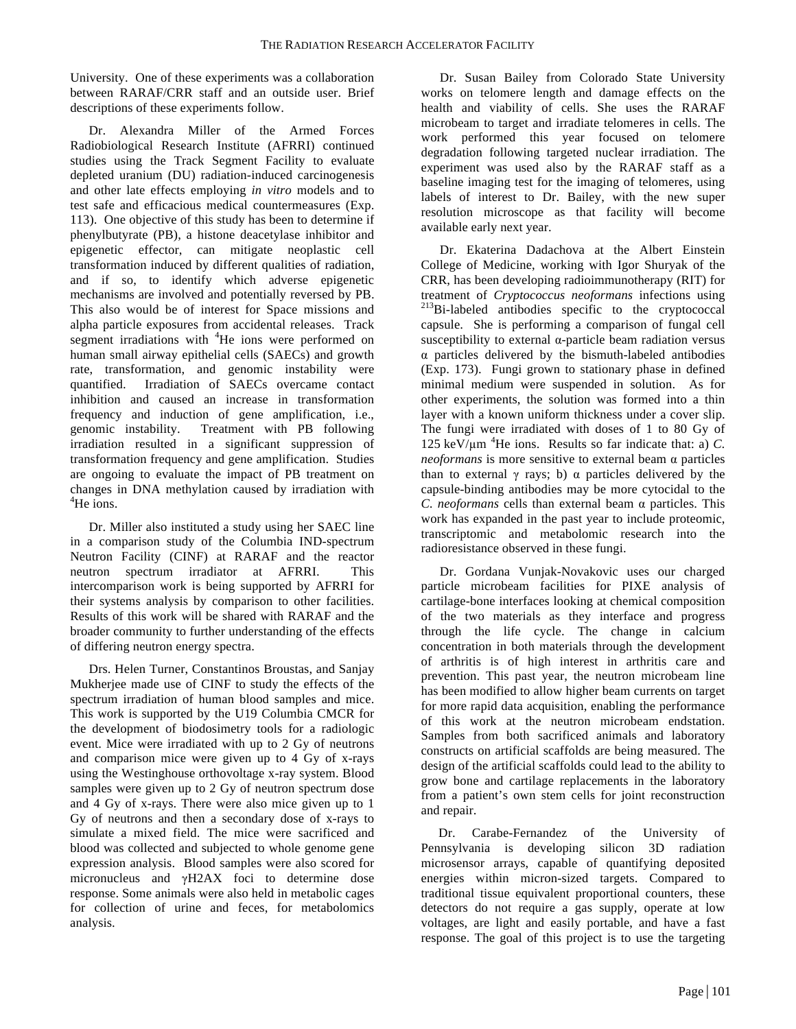University. One of these experiments was a collaboration between RARAF/CRR staff and an outside user. Brief descriptions of these experiments follow.

Dr. Alexandra Miller of the Armed Forces Radiobiological Research Institute (AFRRI) continued studies using the Track Segment Facility to evaluate depleted uranium (DU) radiation-induced carcinogenesis and other late effects employing *in vitro* models and to test safe and efficacious medical countermeasures (Exp. 113). One objective of this study has been to determine if phenylbutyrate (PB), a histone deacetylase inhibitor and epigenetic effector, can mitigate neoplastic cell transformation induced by different qualities of radiation, and if so, to identify which adverse epigenetic mechanisms are involved and potentially reversed by PB. This also would be of interest for Space missions and alpha particle exposures from accidental releases. Track segment irradiations with $^{4}$He ions were performed on human small airway epithelial cells (SAECs) and growth rate, transformation, and genomic instability were quantified. Irradiation of SAECs overcame contact inhibition and caused an increase in transformation frequency and induction of gene amplification, i.e., genomic instability. Treatment with PB following irradiation resulted in a significant suppression of transformation frequency and gene amplification. Studies are ongoing to evaluate the impact of PB treatment on changes in DNA methylation caused by irradiation with $^{4}$He ions.

Dr. Miller also instituted a study using her SAEC line in a comparison study of the Columbia IND-spectrum Neutron Facility (CINF) at RARAF and the reactor neutron spectrum irradiator at AFRRI. This intercomparison work is being supported by AFRRI for their systems analysis by comparison to other facilities. Results of this work will be shared with RARAF and the broader community to further understanding of the effects of differing neutron energy spectra.

Drs. Helen Turner, Constantinos Broustas, and Sanjay Mukherjee made use of CINF to study the effects of the spectrum irradiation of human blood samples and mice. This work is supported by the U19 Columbia CMCR for the development of biodosimetry tools for a radiologic event. Mice were irradiated with up to 2 Gy of neutrons and comparison mice were given up to 4 Gy of x-rays using the Westinghouse orthovoltage x-ray system. Blood samples were given up to 2 Gy of neutron spectrum dose and 4 Gy of x-rays. There were also mice given up to 1 Gy of neutrons and then a secondary dose of x-rays to simulate a mixed field. The mice were sacrificed and blood was collected and subjected to whole genome gene expression analysis. Blood samples were also scored for micronucleus and γH2AX foci to determine dose response. Some animals were also held in metabolic cages for collection of urine and feces, for metabolomics analysis.

Dr. Susan Bailey from Colorado State University works on telomere length and damage effects on the health and viability of cells. She uses the RARAF microbeam to target and irradiate telomeres in cells. The work performed this year focused on telomere degradation following targeted nuclear irradiation. The experiment was used also by the RARAF staff as a baseline imaging test for the imaging of telomeres, using labels of interest to Dr. Bailey, with the new super resolution microscope as that facility will become available early next year.

Dr. Ekaterina Dadachova at the Albert Einstein College of Medicine, working with Igor Shuryak of the CRR, has been developing radioimmunotherapy (RIT) for treatment of *Cryptococcus neoformans* infections using $^{213}$Bi-labeled antibodies specific to the cryptococcal capsule. She is performing a comparison of fungal cell susceptibility to external α-particle beam radiation versus α particles delivered by the bismuth-labeled antibodies (Exp. 173). Fungi grown to stationary phase in defined minimal medium were suspended in solution. As for other experiments, the solution was formed into a thin layer with a known uniform thickness under a cover slip. The fungi were irradiated with doses of 1 to 80 Gy of 125 keV/μm $^{4}$He ions. Results so far indicate that: a) *C. neoformans* is more sensitive to external beam α particles than to external γ rays; b) α particles delivered by the capsule-binding antibodies may be more cytocidal to the *C. neoformans* cells than external beam α particles. This work has expanded in the past year to include proteomic, transcriptomic and metabolomic research into the radioresistance observed in these fungi.

Dr. Gordana Vunjak-Novakovic uses our charged particle microbeam facilities for PIXE analysis of cartilage-bone interfaces looking at chemical composition of the two materials as they interface and progress through the life cycle. The change in calcium concentration in both materials through the development of arthritis is of high interest in arthritis care and prevention. This past year, the neutron microbeam line has been modified to allow higher beam currents on target for more rapid data acquisition, enabling the performance of this work at the neutron microbeam endstation. Samples from both sacrificed animals and laboratory constructs on artificial scaffolds are being measured. The design of the artificial scaffolds could lead to the ability to grow bone and cartilage replacements in the laboratory from a patient's own stem cells for joint reconstruction and repair.

Dr. Carabe-Fernandez of the University of Pennsylvania is developing silicon 3D radiation microsensor arrays, capable of quantifying deposited energies within micron-sized targets. Compared to traditional tissue equivalent proportional counters, these detectors do not require a gas supply, operate at low voltages, are light and easily portable, and have a fast response. The goal of this project is to use the targeting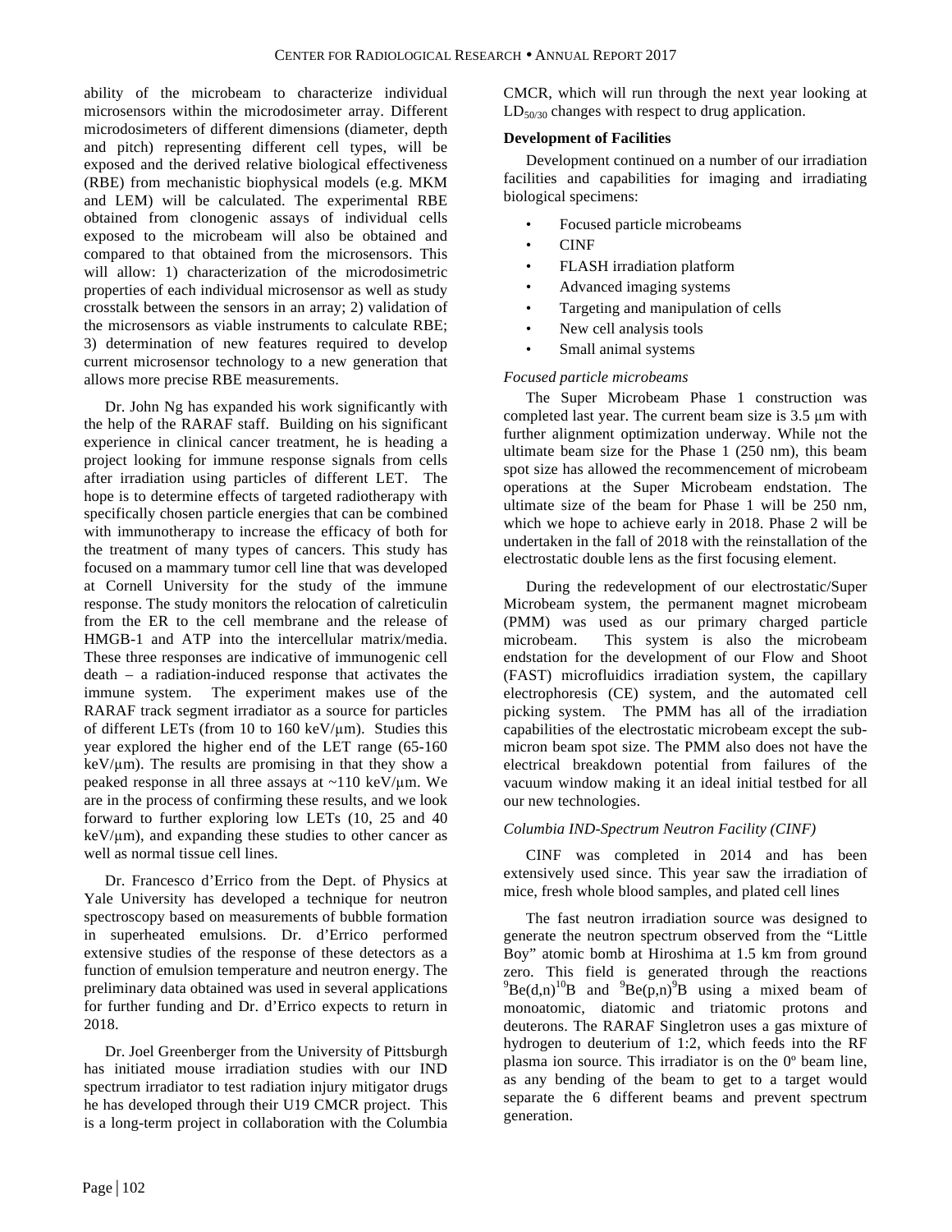ability of the microbeam to characterize individual microsensors within the microdosimeter array. Different microdosimeters of different dimensions (diameter, depth and pitch) representing different cell types, will be exposed and the derived relative biological effectiveness (RBE) from mechanistic biophysical models (e.g. MKM and LEM) will be calculated. The experimental RBE obtained from clonogenic assays of individual cells exposed to the microbeam will also be obtained and compared to that obtained from the microsensors. This will allow: 1) characterization of the microdosimetric properties of each individual microsensor as well as study crosstalk between the sensors in an array; 2) validation of the microsensors as viable instruments to calculate RBE; 3) determination of new features required to develop current microsensor technology to a new generation that allows more precise RBE measurements.

Dr. John Ng has expanded his work significantly with the help of the RARAF staff. Building on his significant experience in clinical cancer treatment, he is heading a project looking for immune response signals from cells after irradiation using particles of different LET. The hope is to determine effects of targeted radiotherapy with specifically chosen particle energies that can be combined with immunotherapy to increase the efficacy of both for the treatment of many types of cancers. This study has focused on a mammary tumor cell line that was developed at Cornell University for the study of the immune response. The study monitors the relocation of calreticulin from the ER to the cell membrane and the release of HMGB-1 and ATP into the intercellular matrix/media. These three responses are indicative of immunogenic cell death – a radiation-induced response that activates the immune system. The experiment makes use of the RARAF track segment irradiator as a source for particles of different LETs (from 10 to 160 keV/μm). Studies this year explored the higher end of the LET range (65-160 keV/μm). The results are promising in that they show a peaked response in all three assays at ~110 keV/μm. We are in the process of confirming these results, and we look forward to further exploring low LETs (10, 25 and 40 keV/μm), and expanding these studies to other cancer as well as normal tissue cell lines.

Dr. Francesco d'Errico from the Dept. of Physics at Yale University has developed a technique for neutron spectroscopy based on measurements of bubble formation in superheated emulsions. Dr. d'Errico performed extensive studies of the response of these detectors as a function of emulsion temperature and neutron energy. The preliminary data obtained was used in several applications for further funding and Dr. d'Errico expects to return in 2018.

Dr. Joel Greenberger from the University of Pittsburgh has initiated mouse irradiation studies with our IND spectrum irradiator to test radiation injury mitigator drugs he has developed through their U19 CMCR project. This is a long-term project in collaboration with the Columbia CMCR, which will run through the next year looking at $LD_{50/30}$ changes with respect to drug application.

**Development of Facilities**

Development continued on a number of our irradiation facilities and capabilities for imaging and irradiating biological specimens:

- Focused particle microbeams
- CINF
- FLASH irradiation platform
- Advanced imaging systems
- Targeting and manipulation of cells
- New cell analysis tools
- Small animal systems

*Focused particle microbeams*

The Super Microbeam Phase 1 construction was completed last year. The current beam size is 3.5 μm with further alignment optimization underway. While not the ultimate beam size for the Phase 1 (250 nm), this beam spot size has allowed the recommencement of microbeam operations at the Super Microbeam endstation. The ultimate size of the beam for Phase 1 will be 250 nm, which we hope to achieve early in 2018. Phase 2 will be undertaken in the fall of 2018 with the reinstallation of the electrostatic double lens as the first focusing element.

During the redevelopment of our electrostatic/Super Microbeam system, the permanent magnet microbeam (PMM) was used as our primary charged particle microbeam. This system is also the microbeam endstation for the development of our Flow and Shoot (FAST) microfluidics irradiation system, the capillary electrophoresis (CE) system, and the automated cell picking system. The PMM has all of the irradiation capabilities of the electrostatic microbeam except the sub-micron beam spot size. The PMM also does not have the electrical breakdown potential from failures of the vacuum window making it an ideal initial testbed for all our new technologies.

*Columbia IND-Spectrum Neutron Facility (CINF)*

CINF was completed in 2014 and has been extensively used since. This year saw the irradiation of mice, fresh whole blood samples, and plated cell lines

The fast neutron irradiation source was designed to generate the neutron spectrum observed from the "Little Boy" atomic bomb at Hiroshima at 1.5 km from ground zero. This field is generated through the reactions $^{9}Be(d,n)^{10}B$ and $^{9}Be(p,n)^{9}B$ using a mixed beam of monoatomic, diatomic and triatomic protons and deuterons. The RARAF Singletron uses a gas mixture of hydrogen to deuterium of 1:2, which feeds into the RF plasma ion source. This irradiator is on the 0º beam line, as any bending of the beam to get to a target would separate the 6 different beams and prevent spectrum generation.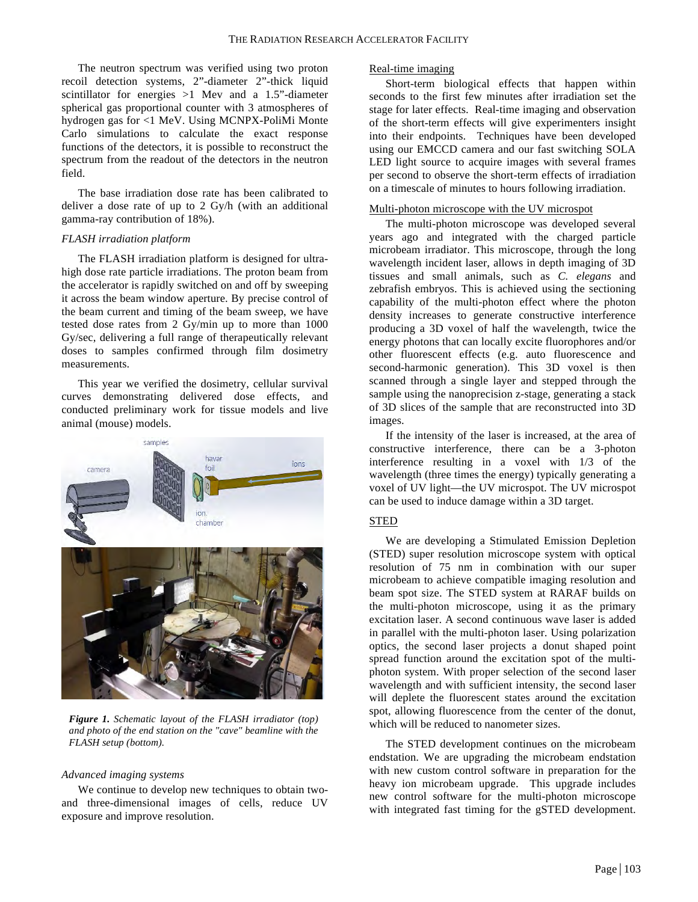The neutron spectrum was verified using two proton recoil detection systems, 2"-diameter 2"-thick liquid scintillator for energies >1 Mev and a 1.5"-diameter spherical gas proportional counter with 3 atmospheres of hydrogen gas for <1 MeV. Using MCNPX-PoliMi Monte Carlo simulations to calculate the exact response functions of the detectors, it is possible to reconstruct the spectrum from the readout of the detectors in the neutron field.

The base irradiation dose rate has been calibrated to deliver a dose rate of up to 2 Gy/h (with an additional gamma-ray contribution of 18%).

### *FLASH irradiation platform*

The FLASH irradiation platform is designed for ultra-high dose rate particle irradiations. The proton beam from the accelerator is rapidly switched on and off by sweeping it across the beam window aperture. By precise control of the beam current and timing of the beam sweep, we have tested dose rates from 2 Gy/min up to more than 1000 Gy/sec, delivering a full range of therapeutically relevant doses to samples confirmed through film dosimetry measurements.

This year we verified the dosimetry, cellular survival curves demonstrating delivered dose effects, and conducted preliminary work for tissue models and live animal (mouse) models.

***Figure 1.*** *Schematic layout of the FLASH irradiator (top) and photo of the end station on the "cave" beamline with the FLASH setup (bottom).*

### *Advanced imaging systems*

We continue to develop new techniques to obtain two- and three-dimensional images of cells, reduce UV exposure and improve resolution.

#### Real-time imaging

Short-term biological effects that happen within seconds to the first few minutes after irradiation set the stage for later effects. Real-time imaging and observation of the short-term effects will give experimenters insight into their endpoints. Techniques have been developed using our EMCCD camera and our fast switching SOLA LED light source to acquire images with several frames per second to observe the short-term effects of irradiation on a timescale of minutes to hours following irradiation.

#### Multi-photon microscope with the UV microspot

The multi-photon microscope was developed several years ago and integrated with the charged particle microbeam irradiator. This microscope, through the long wavelength incident laser, allows in depth imaging of 3D tissues and small animals, such as *C. elegans* and zebrafish embryos. This is achieved using the sectioning capability of the multi-photon effect where the photon density increases to generate constructive interference producing a 3D voxel of half the wavelength, twice the energy photons that can locally excite fluorophores and/or other fluorescent effects (e.g. auto fluorescence and second-harmonic generation). This 3D voxel is then scanned through a single layer and stepped through the sample using the nanoprecision z-stage, generating a stack of 3D slices of the sample that are reconstructed into 3D images.

If the intensity of the laser is increased, at the area of constructive interference, there can be a 3-photon interference resulting in a voxel with 1/3 of the wavelength (three times the energy) typically generating a voxel of UV light—the UV microspot. The UV microspot can be used to induce damage within a 3D target.

#### STED

We are developing a Stimulated Emission Depletion (STED) super resolution microscope system with optical resolution of 75 nm in combination with our super microbeam to achieve compatible imaging resolution and beam spot size. The STED system at RARAF builds on the multi-photon microscope, using it as the primary excitation laser. A second continuous wave laser is added in parallel with the multi-photon laser. Using polarization optics, the second laser projects a donut shaped point spread function around the excitation spot of the multi-photon system. With proper selection of the second laser wavelength and with sufficient intensity, the second laser will deplete the fluorescent states around the excitation spot, allowing fluorescence from the center of the donut, which will be reduced to nanometer sizes.

The STED development continues on the microbeam endstation. We are upgrading the microbeam endstation with new custom control software in preparation for the heavy ion microbeam upgrade. This upgrade includes new control software for the multi-photon microscope with integrated fast timing for the gSTED development.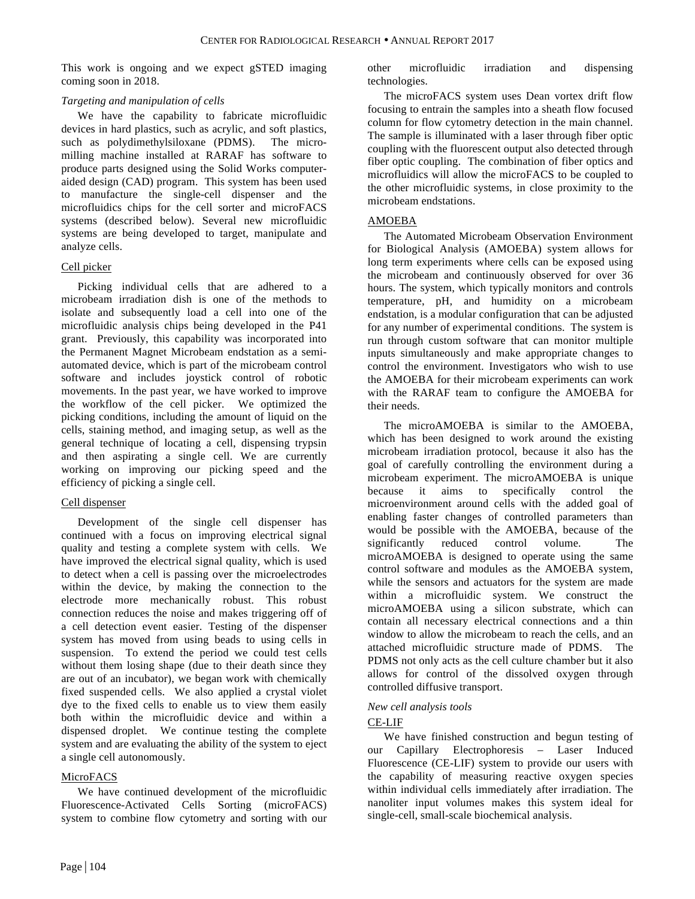This work is ongoing and we expect gSTED imaging coming soon in 2018.

*Targeting and manipulation of cells*

We have the capability to fabricate microfluidic devices in hard plastics, such as acrylic, and soft plastics, such as polydimethylsiloxane (PDMS). The micro-milling machine installed at RARAF has software to produce parts designed using the Solid Works computer-aided design (CAD) program. This system has been used to manufacture the single-cell dispenser and the microfluidics chips for the cell sorter and microFACS systems (described below). Several new microfluidic systems are being developed to target, manipulate and analyze cells.

Cell picker

Picking individual cells that are adhered to a microbeam irradiation dish is one of the methods to isolate and subsequently load a cell into one of the microfluidic analysis chips being developed in the P41 grant. Previously, this capability was incorporated into the Permanent Magnet Microbeam endstation as a semi-automated device, which is part of the microbeam control software and includes joystick control of robotic movements. In the past year, we have worked to improve the workflow of the cell picker. We optimized the picking conditions, including the amount of liquid on the cells, staining method, and imaging setup, as well as the general technique of locating a cell, dispensing trypsin and then aspirating a single cell. We are currently working on improving our picking speed and the efficiency of picking a single cell.

Cell dispenser

Development of the single cell dispenser has continued with a focus on improving electrical signal quality and testing a complete system with cells. We have improved the electrical signal quality, which is used to detect when a cell is passing over the microelectrodes within the device, by making the connection to the electrode more mechanically robust. This robust connection reduces the noise and makes triggering off of a cell detection event easier. Testing of the dispenser system has moved from using beads to using cells in suspension. To extend the period we could test cells without them losing shape (due to their death since they are out of an incubator), we began work with chemically fixed suspended cells. We also applied a crystal violet dye to the fixed cells to enable us to view them easily both within the microfluidic device and within a dispensed droplet. We continue testing the complete system and are evaluating the ability of the system to eject a single cell autonomously.

MicroFACS

We have continued development of the microfluidic Fluorescence-Activated Cells Sorting (microFACS) system to combine flow cytometry and sorting with our other microfluidic irradiation and dispensing technologies.

The microFACS system uses Dean vortex drift flow focusing to entrain the samples into a sheath flow focused column for flow cytometry detection in the main channel. The sample is illuminated with a laser through fiber optic coupling with the fluorescent output also detected through fiber optic coupling. The combination of fiber optics and microfluidics will allow the microFACS to be coupled to the other microfluidic systems, in close proximity to the microbeam endstations.

AMOEBA

The Automated Microbeam Observation Environment for Biological Analysis (AMOEBA) system allows for long term experiments where cells can be exposed using the microbeam and continuously observed for over 36 hours. The system, which typically monitors and controls temperature, pH, and humidity on a microbeam endstation, is a modular configuration that can be adjusted for any number of experimental conditions. The system is run through custom software that can monitor multiple inputs simultaneously and make appropriate changes to control the environment. Investigators who wish to use the AMOEBA for their microbeam experiments can work with the RARAF team to configure the AMOEBA for their needs.

The microAMOEBA is similar to the AMOEBA, which has been designed to work around the existing microbeam irradiation protocol, because it also has the goal of carefully controlling the environment during a microbeam experiment. The microAMOEBA is unique because it aims to specifically control the microenvironment around cells with the added goal of enabling faster changes of controlled parameters than would be possible with the AMOEBA, because of the significantly reduced control volume. The microAMOEBA is designed to operate using the same control software and modules as the AMOEBA system, while the sensors and actuators for the system are made within a microfluidic system. We construct the microAMOEBA using a silicon substrate, which can contain all necessary electrical connections and a thin window to allow the microbeam to reach the cells, and an attached microfluidic structure made of PDMS. The PDMS not only acts as the cell culture chamber but it also allows for control of the dissolved oxygen through controlled diffusive transport.

*New cell analysis tools*

CE-LIF

We have finished construction and begun testing of our Capillary Electrophoresis – Laser Induced Fluorescence (CE-LIF) system to provide our users with the capability of measuring reactive oxygen species within individual cells immediately after irradiation. The nanoliter input volumes makes this system ideal for single-cell, small-scale biochemical analysis.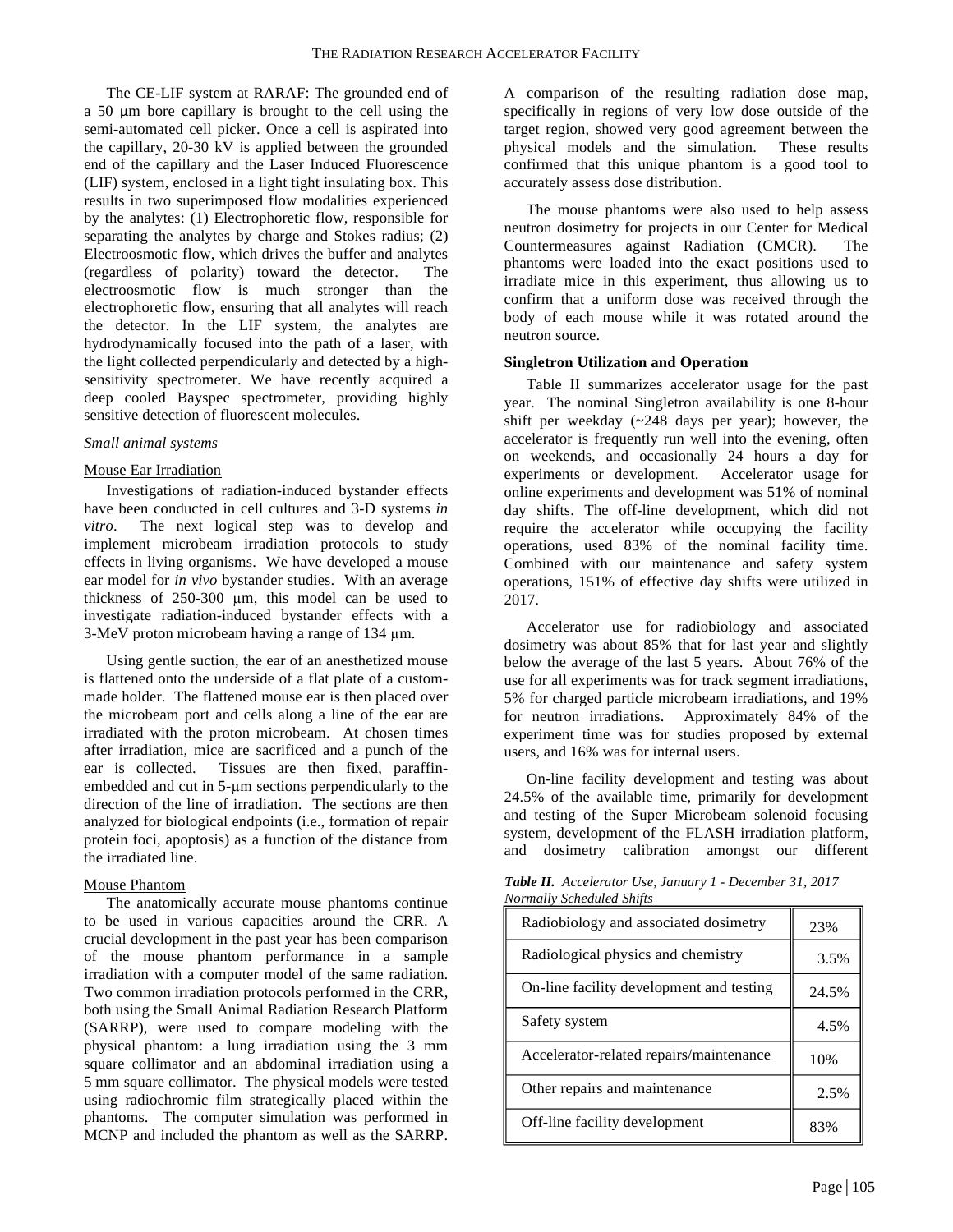The CE-LIF system at RARAF: The grounded end of a 50 μm bore capillary is brought to the cell using the semi-automated cell picker. Once a cell is aspirated into the capillary, 20-30 kV is applied between the grounded end of the capillary and the Laser Induced Fluorescence (LIF) system, enclosed in a light tight insulating box. This results in two superimposed flow modalities experienced by the analytes: (1) Electrophoretic flow, responsible for separating the analytes by charge and Stokes radius; (2) Electroosmotic flow, which drives the buffer and analytes (regardless of polarity) toward the detector. The electroosmotic flow is much stronger than the electrophoretic flow, ensuring that all analytes will reach the detector. In the LIF system, the analytes are hydrodynamically focused into the path of a laser, with the light collected perpendicularly and detected by a high-sensitivity spectrometer. We have recently acquired a deep cooled Bayspec spectrometer, providing highly sensitive detection of fluorescent molecules.

*Small animal systems*

Mouse Ear Irradiation

Investigations of radiation-induced bystander effects have been conducted in cell cultures and 3-D systems *in vitro*. The next logical step was to develop and implement microbeam irradiation protocols to study effects in living organisms. We have developed a mouse ear model for *in vivo* bystander studies. With an average thickness of 250-300 μm, this model can be used to investigate radiation-induced bystander effects with a 3-MeV proton microbeam having a range of 134 μm.

Using gentle suction, the ear of an anesthetized mouse is flattened onto the underside of a flat plate of a custom-made holder. The flattened mouse ear is then placed over the microbeam port and cells along a line of the ear are irradiated with the proton microbeam. At chosen times after irradiation, mice are sacrificed and a punch of the ear is collected. Tissues are then fixed, paraffin-embedded and cut in 5-μm sections perpendicularly to the direction of the line of irradiation. The sections are then analyzed for biological endpoints (i.e., formation of repair protein foci, apoptosis) as a function of the distance from the irradiated line.

Mouse Phantom

The anatomically accurate mouse phantoms continue to be used in various capacities around the CRR. A crucial development in the past year has been comparison of the mouse phantom performance in a sample irradiation with a computer model of the same radiation. Two common irradiation protocols performed in the CRR, both using the Small Animal Radiation Research Platform (SARRP), were used to compare modeling with the physical phantom: a lung irradiation using the 3 mm square collimator and an abdominal irradiation using a 5 mm square collimator. The physical models were tested using radiochromic film strategically placed within the phantoms. The computer simulation was performed in MCNP and included the phantom as well as the SARRP. A comparison of the resulting radiation dose map, specifically in regions of very low dose outside of the target region, showed very good agreement between the physical models and the simulation. These results confirmed that this unique phantom is a good tool to accurately assess dose distribution.

The mouse phantoms were also used to help assess neutron dosimetry for projects in our Center for Medical Countermeasures against Radiation (CMCR). The phantoms were loaded into the exact positions used to irradiate mice in this experiment, thus allowing us to confirm that a uniform dose was received through the body of each mouse while it was rotated around the neutron source.

**Singletron Utilization and Operation**

Table II summarizes accelerator usage for the past year. The nominal Singletron availability is one 8-hour shift per weekday (~248 days per year); however, the accelerator is frequently run well into the evening, often on weekends, and occasionally 24 hours a day for experiments or development. Accelerator usage for online experiments and development was 51% of nominal day shifts. The off-line development, which did not require the accelerator while occupying the facility operations, used 83% of the nominal facility time. Combined with our maintenance and safety system operations, 151% of effective day shifts were utilized in 2017.

Accelerator use for radiobiology and associated dosimetry was about 85% that for last year and slightly below the average of the last 5 years. About 76% of the use for all experiments was for track segment irradiations, 5% for charged particle microbeam irradiations, and 19% for neutron irradiations. Approximately 84% of the experiment time was for studies proposed by external users, and 16% was for internal users.

On-line facility development and testing was about 24.5% of the available time, primarily for development and testing of the Super Microbeam solenoid focusing system, development of the FLASH irradiation platform, and dosimetry calibration amongst our different

***Table II.*** *Accelerator Use, January 1 - December 31, 2017 Normally Scheduled Shifts*

| Use | Percent |
|---|---|
| Radiobiology and associated dosimetry | 23% |
| Radiological physics and chemistry | 3.5% |
| On-line facility development and testing | 24.5% |
| Safety system | 4.5% |
| Accelerator-related repairs/maintenance | 10% |
| Other repairs and maintenance | 2.5% |
| Off-line facility development | 83% |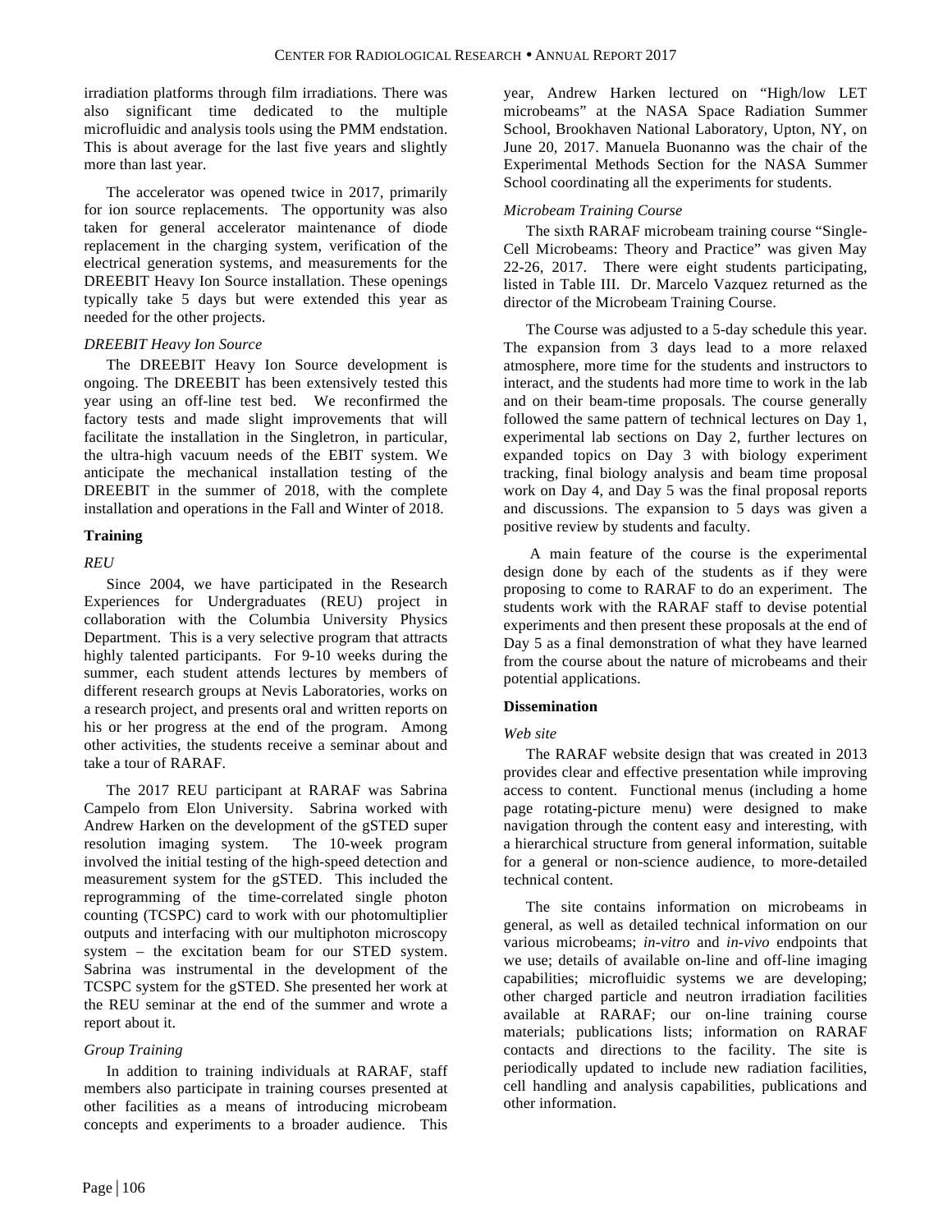irradiation platforms through film irradiations. There was also significant time dedicated to the multiple microfluidic and analysis tools using the PMM endstation. This is about average for the last five years and slightly more than last year.

The accelerator was opened twice in 2017, primarily for ion source replacements. The opportunity was also taken for general accelerator maintenance of diode replacement in the charging system, verification of the electrical generation systems, and measurements for the DREEBIT Heavy Ion Source installation. These openings typically take 5 days but were extended this year as needed for the other projects.

*DREEBIT Heavy Ion Source*

The DREEBIT Heavy Ion Source development is ongoing. The DREEBIT has been extensively tested this year using an off-line test bed. We reconfirmed the factory tests and made slight improvements that will facilitate the installation in the Singletron, in particular, the ultra-high vacuum needs of the EBIT system. We anticipate the mechanical installation testing of the DREEBIT in the summer of 2018, with the complete installation and operations in the Fall and Winter of 2018.

**Training**

*REU*

Since 2004, we have participated in the Research Experiences for Undergraduates (REU) project in collaboration with the Columbia University Physics Department. This is a very selective program that attracts highly talented participants. For 9-10 weeks during the summer, each student attends lectures by members of different research groups at Nevis Laboratories, works on a research project, and presents oral and written reports on his or her progress at the end of the program. Among other activities, the students receive a seminar about and take a tour of RARAF.

The 2017 REU participant at RARAF was Sabrina Campelo from Elon University. Sabrina worked with Andrew Harken on the development of the gSTED super resolution imaging system. The 10-week program involved the initial testing of the high-speed detection and measurement system for the gSTED. This included the reprogramming of the time-correlated single photon counting (TCSPC) card to work with our photomultiplier outputs and interfacing with our multiphoton microscopy system – the excitation beam for our STED system. Sabrina was instrumental in the development of the TCSPC system for the gSTED. She presented her work at the REU seminar at the end of the summer and wrote a report about it.

*Group Training*

In addition to training individuals at RARAF, staff members also participate in training courses presented at other facilities as a means of introducing microbeam concepts and experiments to a broader audience. This year, Andrew Harken lectured on "High/low LET microbeams" at the NASA Space Radiation Summer School, Brookhaven National Laboratory, Upton, NY, on June 20, 2017. Manuela Buonanno was the chair of the Experimental Methods Section for the NASA Summer School coordinating all the experiments for students.

*Microbeam Training Course*

The sixth RARAF microbeam training course "Single-Cell Microbeams: Theory and Practice" was given May 22-26, 2017. There were eight students participating, listed in Table III. Dr. Marcelo Vazquez returned as the director of the Microbeam Training Course.

The Course was adjusted to a 5-day schedule this year. The expansion from 3 days lead to a more relaxed atmosphere, more time for the students and instructors to interact, and the students had more time to work in the lab and on their beam-time proposals. The course generally followed the same pattern of technical lectures on Day 1, experimental lab sections on Day 2, further lectures on expanded topics on Day 3 with biology experiment tracking, final biology analysis and beam time proposal work on Day 4, and Day 5 was the final proposal reports and discussions. The expansion to 5 days was given a positive review by students and faculty.

A main feature of the course is the experimental design done by each of the students as if they were proposing to come to RARAF to do an experiment. The students work with the RARAF staff to devise potential experiments and then present these proposals at the end of Day 5 as a final demonstration of what they have learned from the course about the nature of microbeams and their potential applications.

**Dissemination**

*Web site*

The RARAF website design that was created in 2013 provides clear and effective presentation while improving access to content. Functional menus (including a home page rotating-picture menu) were designed to make navigation through the content easy and interesting, with a hierarchical structure from general information, suitable for a general or non-science audience, to more-detailed technical content.

The site contains information on microbeams in general, as well as detailed technical information on our various microbeams; *in-vitro* and *in-vivo* endpoints that we use; details of available on-line and off-line imaging capabilities; microfluidic systems we are developing; other charged particle and neutron irradiation facilities available at RARAF; our on-line training course materials; publications lists; information on RARAF contacts and directions to the facility. The site is periodically updated to include new radiation facilities, cell handling and analysis capabilities, publications and other information.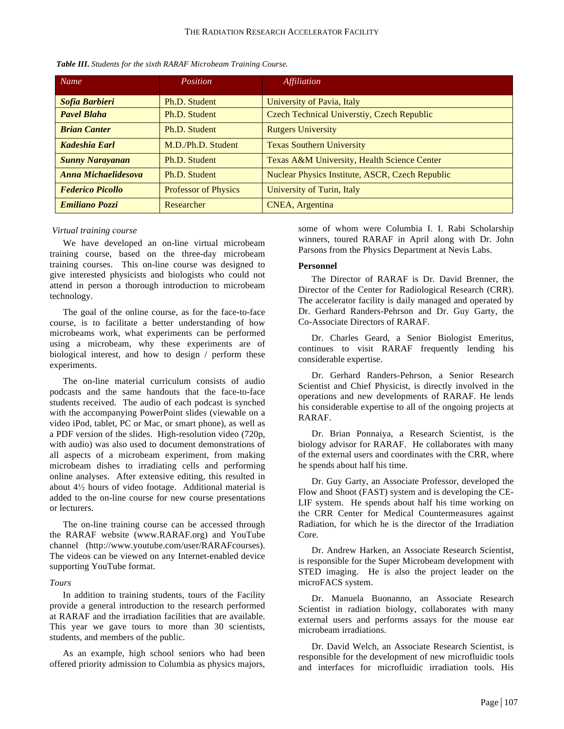***Table III.*** *Students for the sixth RARAF Microbeam Training Course.*

| *Name* | *Position* | *Affiliation* |
|---|---|---|
| ***Sofia Barbieri*** | Ph.D. Student | University of Pavia, Italy |
| ***Pavel Blaha*** | Ph.D. Student | Czech Technical Universtiy, Czech Republic |
| ***Brian Canter*** | Ph.D. Student | Rutgers University |
| ***Kadeshia Earl*** | M.D./Ph.D. Student | Texas Southern University |
| ***Sunny Narayanan*** | Ph.D. Student | Texas A&M University, Health Science Center |
| ***Anna Michaelidesova*** | Ph.D. Student | Nuclear Physics Institute, ASCR, Czech Republic |
| ***Federico Picollo*** | Professor of Physics | University of Turin, Italy |
| ***Emiliano Pozzi*** | Researcher | CNEA, Argentina |

*Virtual training course*

We have developed an on-line virtual microbeam training course, based on the three-day microbeam training courses. This on-line course was designed to give interested physicists and biologists who could not attend in person a thorough introduction to microbeam technology.

The goal of the online course, as for the face-to-face course, is to facilitate a better understanding of how microbeams work, what experiments can be performed using a microbeam, why these experiments are of biological interest, and how to design / perform these experiments.

The on-line material curriculum consists of audio podcasts and the same handouts that the face-to-face students received. The audio of each podcast is synched with the accompanying PowerPoint slides (viewable on a video iPod, tablet, PC or Mac, or smart phone), as well as a PDF version of the slides. High-resolution video (720p, with audio) was also used to document demonstrations of all aspects of a microbeam experiment, from making microbeam dishes to irradiating cells and performing online analyses. After extensive editing, this resulted in about 4½ hours of video footage. Additional material is added to the on-line course for new course presentations or lecturers.

The on-line training course can be accessed through the RARAF website (www.RARAF.org) and YouTube channel (http://www.youtube.com/user/RARAFcourses). The videos can be viewed on any Internet-enabled device supporting YouTube format.

*Tours*

In addition to training students, tours of the Facility provide a general introduction to the research performed at RARAF and the irradiation facilities that are available. This year we gave tours to more than 30 scientists, students, and members of the public.

As an example, high school seniors who had been offered priority admission to Columbia as physics majors, some of whom were Columbia I. I. Rabi Scholarship winners, toured RARAF in April along with Dr. John Parsons from the Physics Department at Nevis Labs.

**Personnel**

The Director of RARAF is Dr. David Brenner, the Director of the Center for Radiological Research (CRR). The accelerator facility is daily managed and operated by Dr. Gerhard Randers-Pehrson and Dr. Guy Garty, the Co-Associate Directors of RARAF.

Dr. Charles Geard, a Senior Biologist Emeritus, continues to visit RARAF frequently lending his considerable expertise.

Dr. Gerhard Randers-Pehrson, a Senior Research Scientist and Chief Physicist, is directly involved in the operations and new developments of RARAF. He lends his considerable expertise to all of the ongoing projects at RARAF.

Dr. Brian Ponnaiya, a Research Scientist, is the biology advisor for RARAF. He collaborates with many of the external users and coordinates with the CRR, where he spends about half his time.

Dr. Guy Garty, an Associate Professor, developed the Flow and Shoot (FAST) system and is developing the CE-LIF system. He spends about half his time working on the CRR Center for Medical Countermeasures against Radiation, for which he is the director of the Irradiation Core.

Dr. Andrew Harken, an Associate Research Scientist, is responsible for the Super Microbeam development with STED imaging. He is also the project leader on the microFACS system.

Dr. Manuela Buonanno, an Associate Research Scientist in radiation biology, collaborates with many external users and performs assays for the mouse ear microbeam irradiations.

Dr. David Welch, an Associate Research Scientist, is responsible for the development of new microfluidic tools and interfaces for microfluidic irradiation tools. His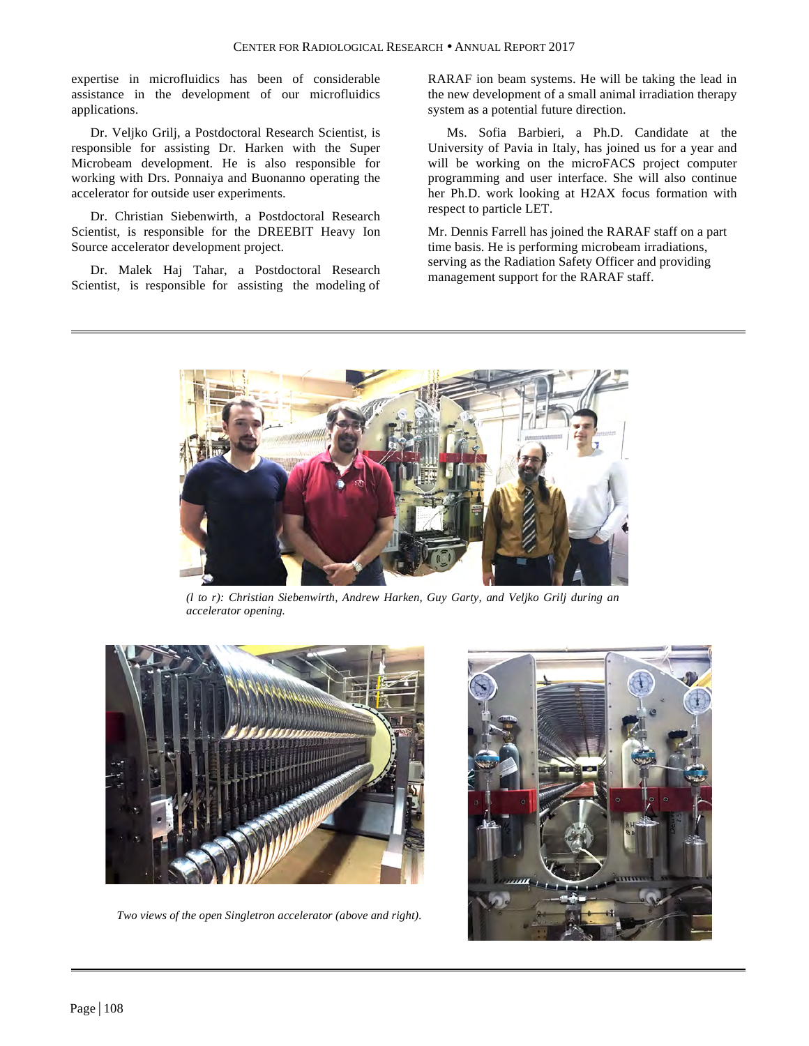expertise in microfluidics has been of considerable assistance in the development of our microfluidics applications.

Dr. Veljko Grilj, a Postdoctoral Research Scientist, is responsible for assisting Dr. Harken with the Super Microbeam development. He is also responsible for working with Drs. Ponnaiya and Buonanno operating the accelerator for outside user experiments.

Dr. Christian Siebenwirth, a Postdoctoral Research Scientist, is responsible for the DREEBIT Heavy Ion Source accelerator development project.

Dr. Malek Haj Tahar, a Postdoctoral Research Scientist, is responsible for assisting the modeling of RARAF ion beam systems. He will be taking the lead in the new development of a small animal irradiation therapy system as a potential future direction.

Ms. Sofia Barbieri, a Ph.D. Candidate at the University of Pavia in Italy, has joined us for a year and will be working on the microFACS project computer programming and user interface. She will also continue her Ph.D. work looking at H2AX focus formation with respect to particle LET.

Mr. Dennis Farrell has joined the RARAF staff on a part time basis. He is performing microbeam irradiations, serving as the Radiation Safety Officer and providing management support for the RARAF staff.

*(l to r): Christian Siebenwirth, Andrew Harken, Guy Garty, and Veljko Grilj during an accelerator opening.*

*Two views of the open Singletron accelerator (above and right).*